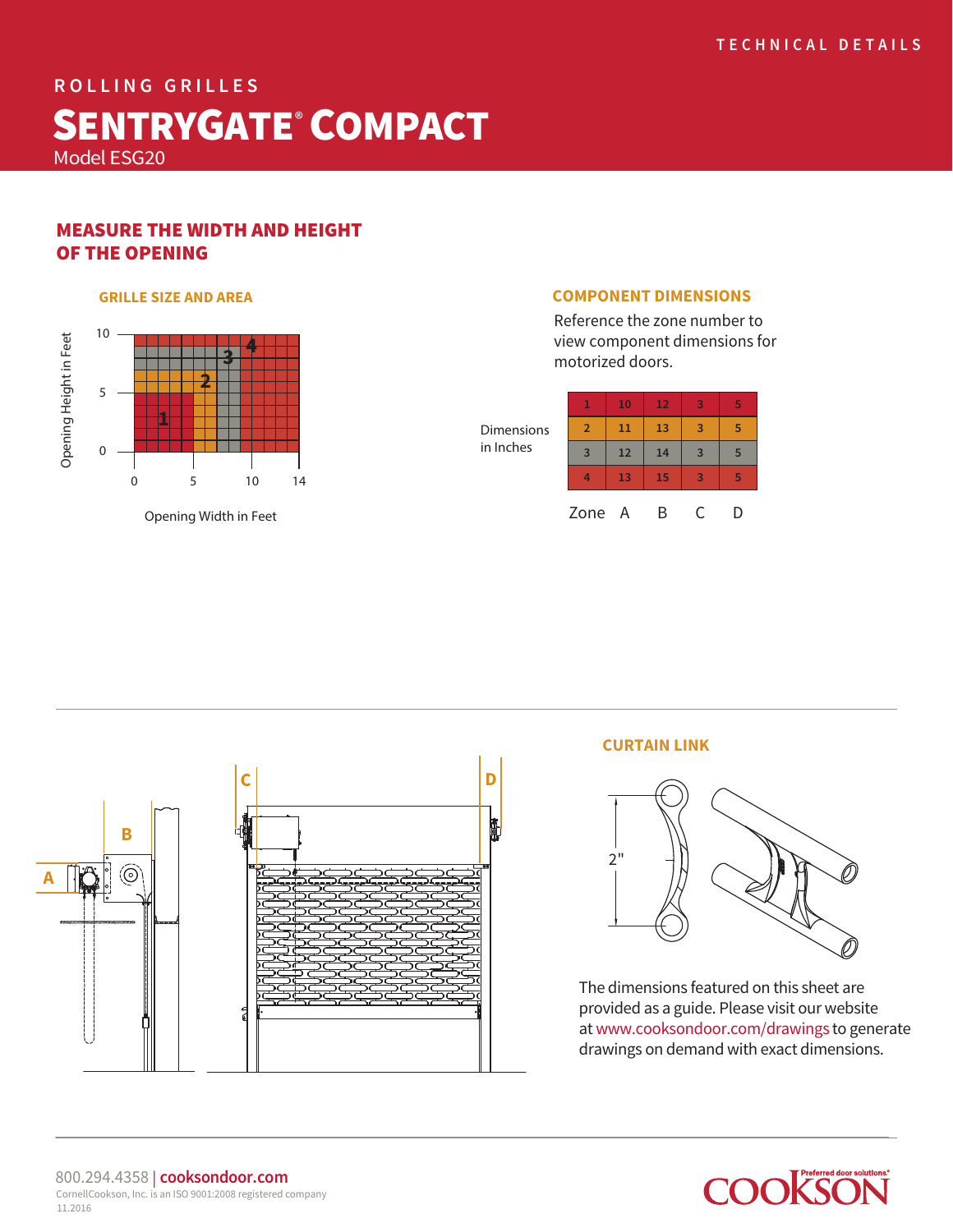TECHNICAL DETAILS

ROLLING GRILLES

# SENTRYGATE® COMPACT

Model ESG20

## MEASURE THE WIDTH AND HEIGHT OF THE OPENING

### GRILLE SIZE AND AREA

Opening Height in Feet: 0, 5, 10

Opening Width in Feet: 0, 5, 10, 14

Zones: 1, 2, 3, 4

### COMPONENT DIMENSIONS

Reference the zone number to view component dimensions for motorized doors.

Dimensions in Inches

| Zone | A | B | C | D |
|---|---|---|---|---|
| 1 | 10 | 12 | 3 | 5 |
| 2 | 11 | 13 | 3 | 5 |
| 3 | 12 | 14 | 3 | 5 |
| 4 | 13 | 15 | 3 | 5 |

A B C D

### CURTAIN LINK

2"

The dimensions featured on this sheet are provided as a guide. Please visit our website at www.cooksondoor.com/drawings to generate drawings on demand with exact dimensions.

800.294.4358 | cooksondoor.com

CornellCookson, Inc. is an ISO 9001:2008 registered company

11.2016

COOKSON Preferred door solutions®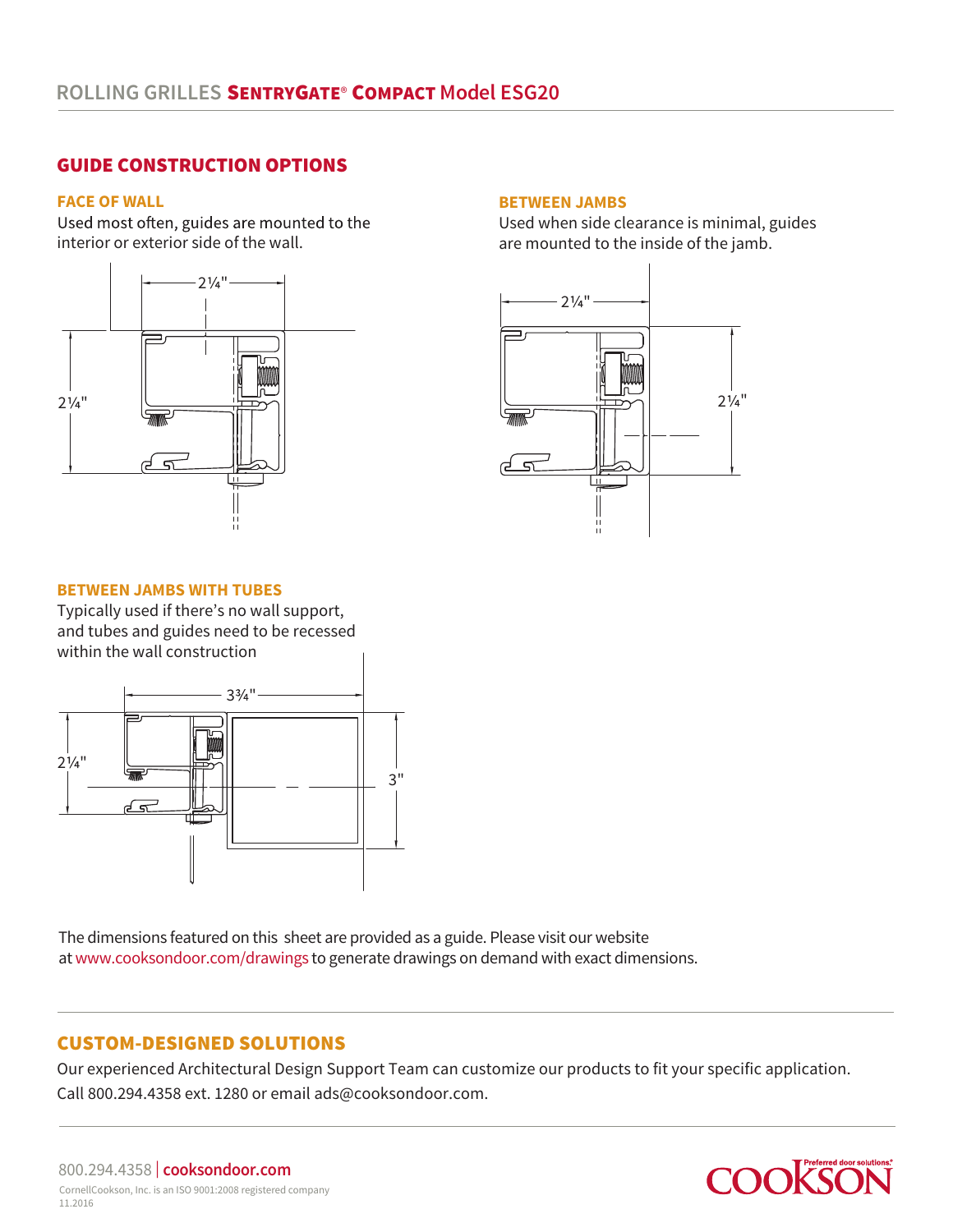# ROLLING GRILLES SENTRYGATE® COMPACT Model ESG20

## GUIDE CONSTRUCTION OPTIONS

### FACE OF WALL

Used most often, guides are mounted to the interior or exterior side of the wall.

2¼"

2¼"

### BETWEEN JAMBS

Used when side clearance is minimal, guides are mounted to the inside of the jamb.

2¼"

2¼"

### BETWEEN JAMBS WITH TUBES

Typically used if there's no wall support, and tubes and guides need to be recessed within the wall construction

3¾"

2¼"

3"

The dimensions featured on this sheet are provided as a guide. Please visit our website at www.cooksondoor.com/drawings to generate drawings on demand with exact dimensions.

## CUSTOM-DESIGNED SOLUTIONS

Our experienced Architectural Design Support Team can customize our products to fit your specific application. Call 800.294.4358 ext. 1280 or email ads@cooksondoor.com.

800.294.4358 | cooksondoor.com

CornellCookson, Inc. is an ISO 9001:2008 registered company

11.2016

COOKSON Preferred door solutions.®